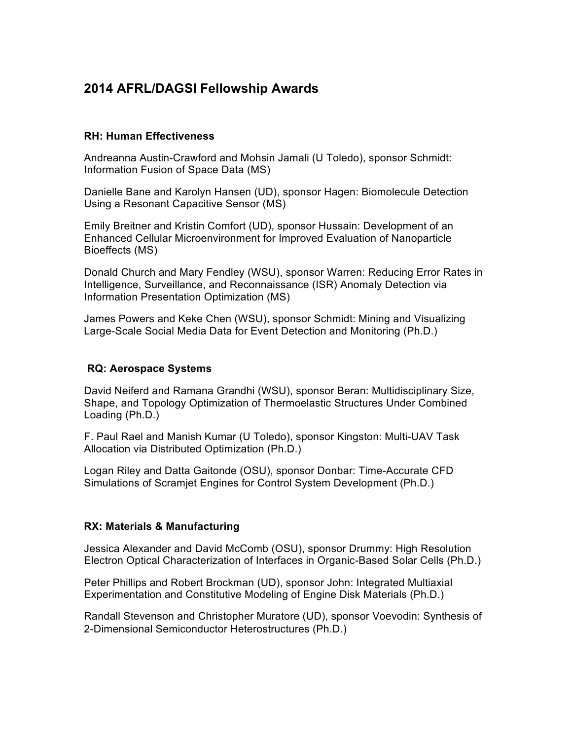## 2014 AFRL/DAGSI Fellowship Awards

### RH: Human Effectiveness

Andreanna Austin-Crawford and Mohsin Jamali (U Toledo), sponsor Schmidt: Information Fusion of Space Data (MS)

Danielle Bane and Karolyn Hansen (UD), sponsor Hagen: Biomolecule Detection Using a Resonant Capacitive Sensor (MS)

Emily Breitner and Kristin Comfort (UD), sponsor Hussain: Development of an Enhanced Cellular Microenvironment for Improved Evaluation of Nanoparticle Bioeffects (MS)

Donald Church and Mary Fendley (WSU), sponsor Warren: Reducing Error Rates in Intelligence, Surveillance, and Reconnaissance (ISR) Anomaly Detection via Information Presentation Optimization (MS)

James Powers and Keke Chen (WSU), sponsor Schmidt: Mining and Visualizing Large-Scale Social Media Data for Event Detection and Monitoring (Ph.D.)

### RQ: Aerospace Systems

David Neiferd and Ramana Grandhi (WSU), sponsor Beran: Multidisciplinary Size, Shape, and Topology Optimization of Thermoelastic Structures Under Combined Loading (Ph.D.)

F. Paul Rael and Manish Kumar (U Toledo), sponsor Kingston: Multi-UAV Task Allocation via Distributed Optimization (Ph.D.)

Logan Riley and Datta Gaitonde (OSU), sponsor Donbar: Time-Accurate CFD Simulations of Scramjet Engines for Control System Development (Ph.D.)

### RX: Materials & Manufacturing

Jessica Alexander and David McComb (OSU), sponsor Drummy: High Resolution Electron Optical Characterization of Interfaces in Organic-Based Solar Cells (Ph.D.)

Peter Phillips and Robert Brockman (UD), sponsor John: Integrated Multiaxial Experimentation and Constitutive Modeling of Engine Disk Materials (Ph.D.)

Randall Stevenson and Christopher Muratore (UD), sponsor Voevodin: Synthesis of 2-Dimensional Semiconductor Heterostructures (Ph.D.)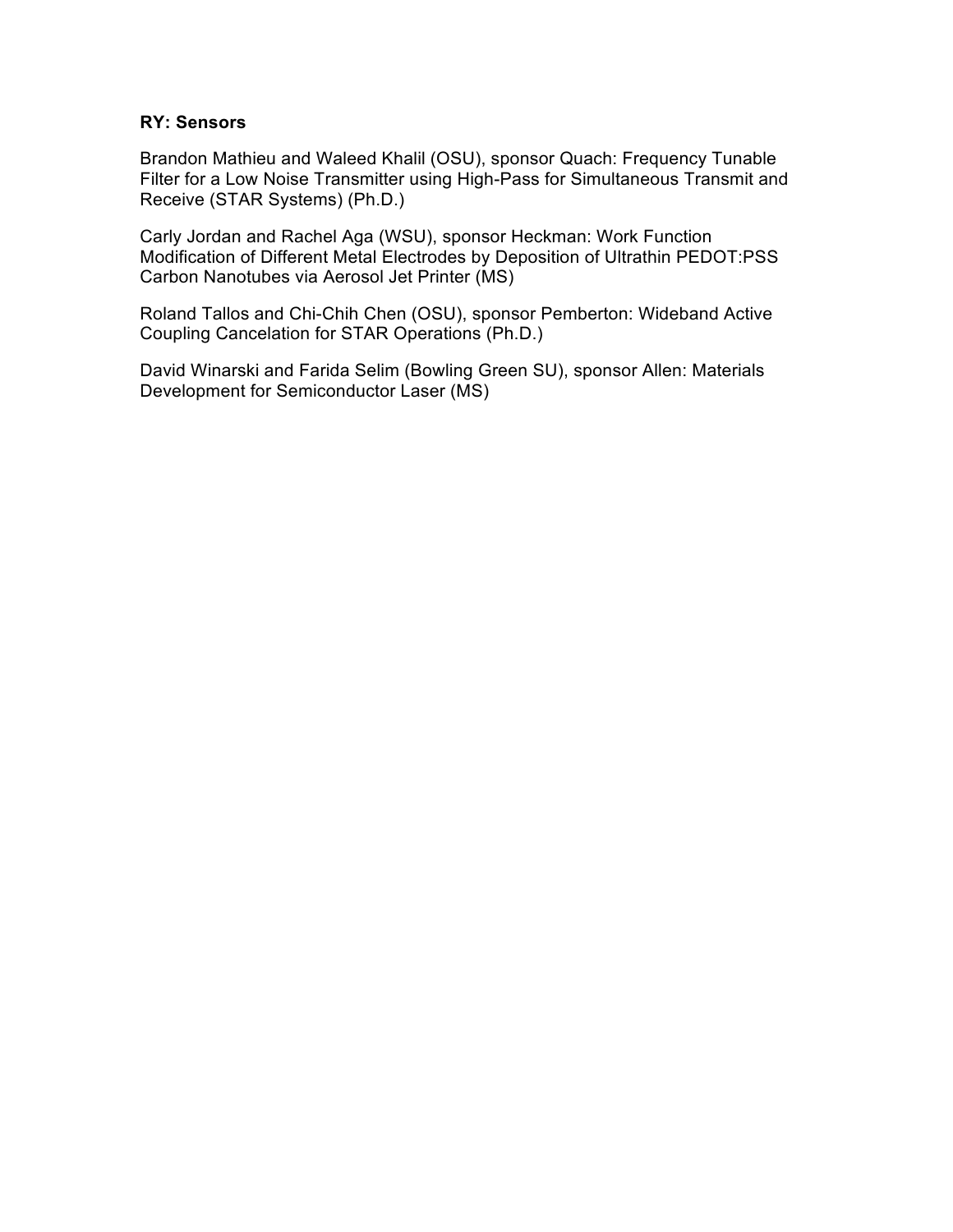**RY: Sensors**

Brandon Mathieu and Waleed Khalil (OSU), sponsor Quach: Frequency Tunable Filter for a Low Noise Transmitter using High-Pass for Simultaneous Transmit and Receive (STAR Systems) (Ph.D.)

Carly Jordan and Rachel Aga (WSU), sponsor Heckman: Work Function Modification of Different Metal Electrodes by Deposition of Ultrathin PEDOT:PSS Carbon Nanotubes via Aerosol Jet Printer (MS)

Roland Tallos and Chi-Chih Chen (OSU), sponsor Pemberton: Wideband Active Coupling Cancelation for STAR Operations (Ph.D.)

David Winarski and Farida Selim (Bowling Green SU), sponsor Allen: Materials Development for Semiconductor Laser (MS)